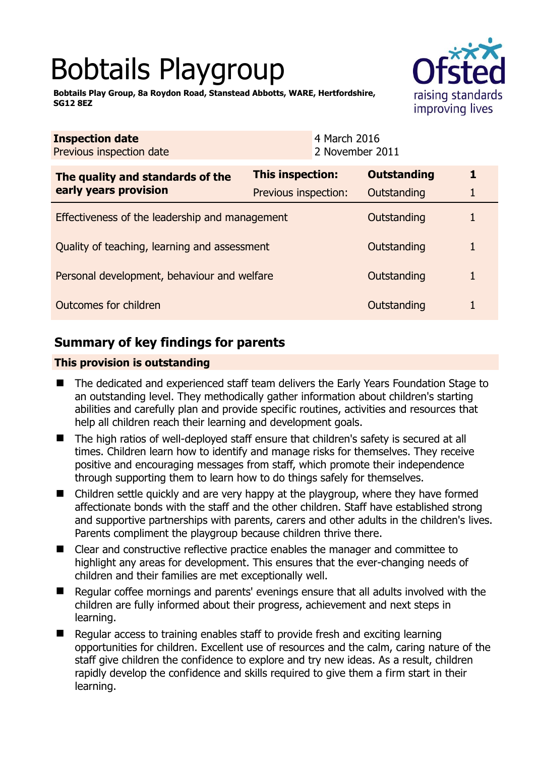# Bobtails Playgroup

**Bobtails Play Group, 8a Roydon Road, Stanstead Abbotts, WARE, Hertfordshire, SG12 8EZ**

| **Inspection date** | 4 March 2016 |
|---|---|
| Previous inspection date | 2 November 2011 |

| **The quality and standards of the early years provision** | **This inspection:** | **Outstanding** | **1** |
|---|---|---|---|
| | Previous inspection: | Outstanding | 1 |
| Effectiveness of the leadership and management | | Outstanding | 1 |
| Quality of teaching, learning and assessment | | Outstanding | 1 |
| Personal development, behaviour and welfare | | Outstanding | 1 |
| Outcomes for children | | Outstanding | 1 |

## Summary of key findings for parents

**This provision is outstanding**

- The dedicated and experienced staff team delivers the Early Years Foundation Stage to an outstanding level. They methodically gather information about children's starting abilities and carefully plan and provide specific routines, activities and resources that help all children reach their learning and development goals.
- The high ratios of well-deployed staff ensure that children's safety is secured at all times. Children learn how to identify and manage risks for themselves. They receive positive and encouraging messages from staff, which promote their independence through supporting them to learn how to do things safely for themselves.
- Children settle quickly and are very happy at the playgroup, where they have formed affectionate bonds with the staff and the other children. Staff have established strong and supportive partnerships with parents, carers and other adults in the children's lives. Parents compliment the playgroup because children thrive there.
- Clear and constructive reflective practice enables the manager and committee to highlight any areas for development. This ensures that the ever-changing needs of children and their families are met exceptionally well.
- Regular coffee mornings and parents' evenings ensure that all adults involved with the children are fully informed about their progress, achievement and next steps in learning.
- Regular access to training enables staff to provide fresh and exciting learning opportunities for children. Excellent use of resources and the calm, caring nature of the staff give children the confidence to explore and try new ideas. As a result, children rapidly develop the confidence and skills required to give them a firm start in their learning.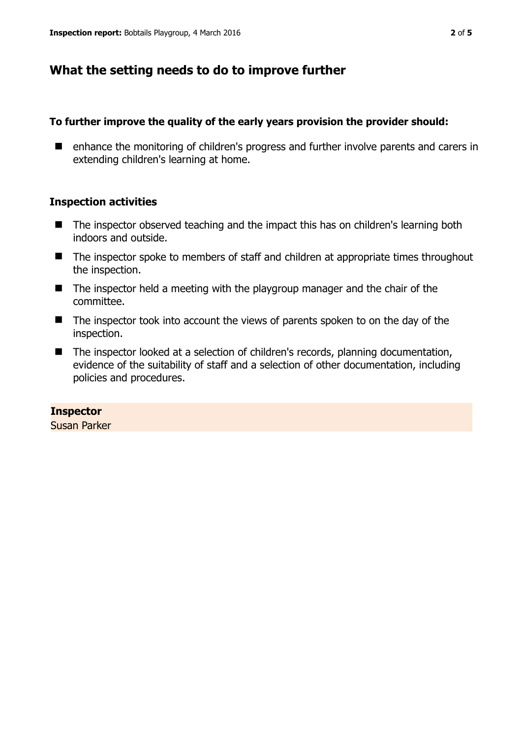## What the setting needs to do to improve further

**To further improve the quality of the early years provision the provider should:**

- enhance the monitoring of children's progress and further involve parents and carers in extending children's learning at home.

### Inspection activities

- The inspector observed teaching and the impact this has on children's learning both indoors and outside.
- The inspector spoke to members of staff and children at appropriate times throughout the inspection.
- The inspector held a meeting with the playgroup manager and the chair of the committee.
- The inspector took into account the views of parents spoken to on the day of the inspection.
- The inspector looked at a selection of children's records, planning documentation, evidence of the suitability of staff and a selection of other documentation, including policies and procedures.

**Inspector**
Susan Parker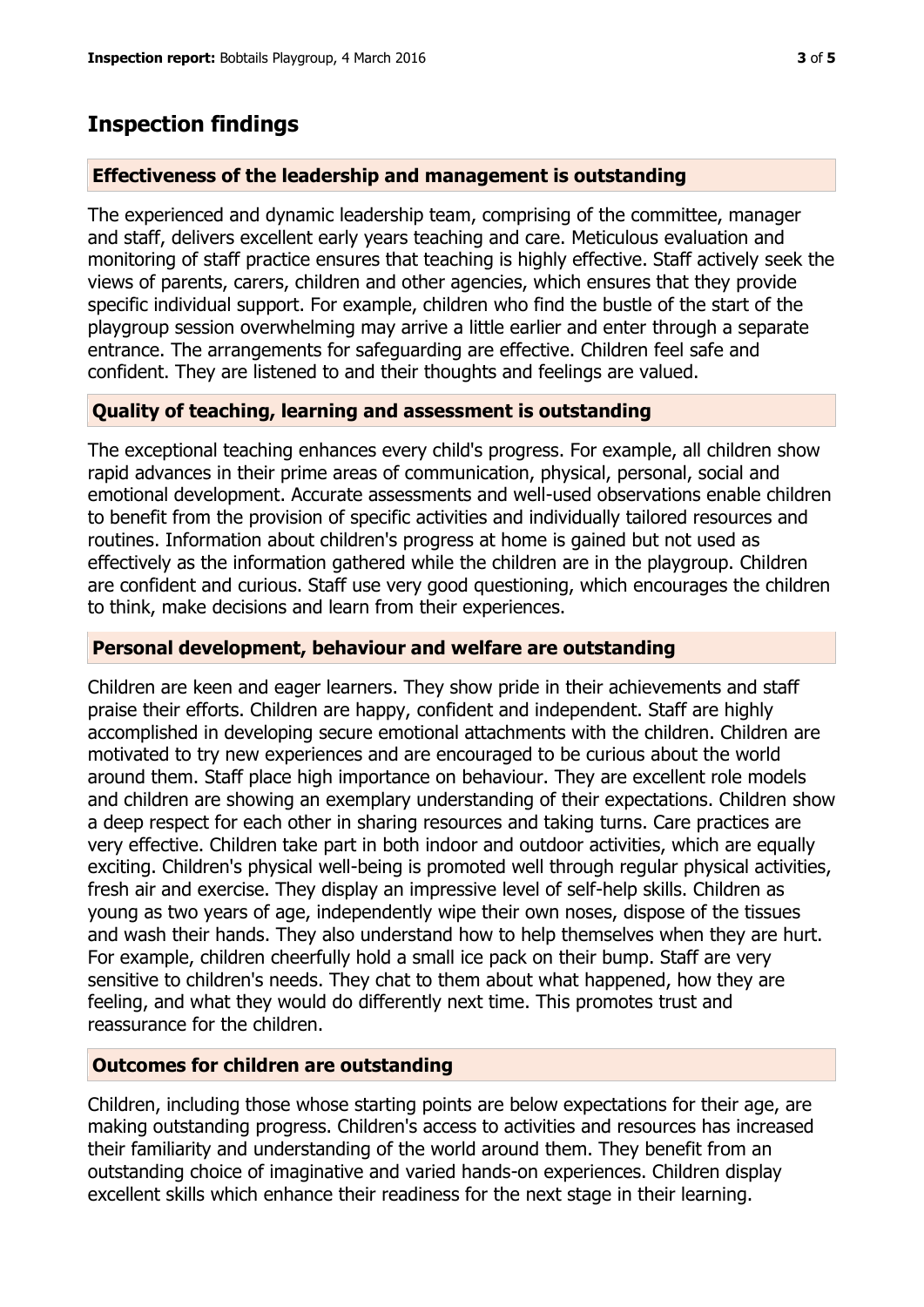## Inspection findings

### Effectiveness of the leadership and management is outstanding

The experienced and dynamic leadership team, comprising of the committee, manager and staff, delivers excellent early years teaching and care. Meticulous evaluation and monitoring of staff practice ensures that teaching is highly effective. Staff actively seek the views of parents, carers, children and other agencies, which ensures that they provide specific individual support. For example, children who find the bustle of the start of the playgroup session overwhelming may arrive a little earlier and enter through a separate entrance. The arrangements for safeguarding are effective. Children feel safe and confident. They are listened to and their thoughts and feelings are valued.

### Quality of teaching, learning and assessment is outstanding

The exceptional teaching enhances every child's progress. For example, all children show rapid advances in their prime areas of communication, physical, personal, social and emotional development. Accurate assessments and well-used observations enable children to benefit from the provision of specific activities and individually tailored resources and routines. Information about children's progress at home is gained but not used as effectively as the information gathered while the children are in the playgroup. Children are confident and curious. Staff use very good questioning, which encourages the children to think, make decisions and learn from their experiences.

### Personal development, behaviour and welfare are outstanding

Children are keen and eager learners. They show pride in their achievements and staff praise their efforts. Children are happy, confident and independent. Staff are highly accomplished in developing secure emotional attachments with the children. Children are motivated to try new experiences and are encouraged to be curious about the world around them. Staff place high importance on behaviour. They are excellent role models and children are showing an exemplary understanding of their expectations. Children show a deep respect for each other in sharing resources and taking turns. Care practices are very effective. Children take part in both indoor and outdoor activities, which are equally exciting. Children's physical well-being is promoted well through regular physical activities, fresh air and exercise. They display an impressive level of self-help skills. Children as young as two years of age, independently wipe their own noses, dispose of the tissues and wash their hands. They also understand how to help themselves when they are hurt. For example, children cheerfully hold a small ice pack on their bump. Staff are very sensitive to children's needs. They chat to them about what happened, how they are feeling, and what they would do differently next time. This promotes trust and reassurance for the children.

### Outcomes for children are outstanding

Children, including those whose starting points are below expectations for their age, are making outstanding progress. Children's access to activities and resources has increased their familiarity and understanding of the world around them. They benefit from an outstanding choice of imaginative and varied hands-on experiences. Children display excellent skills which enhance their readiness for the next stage in their learning.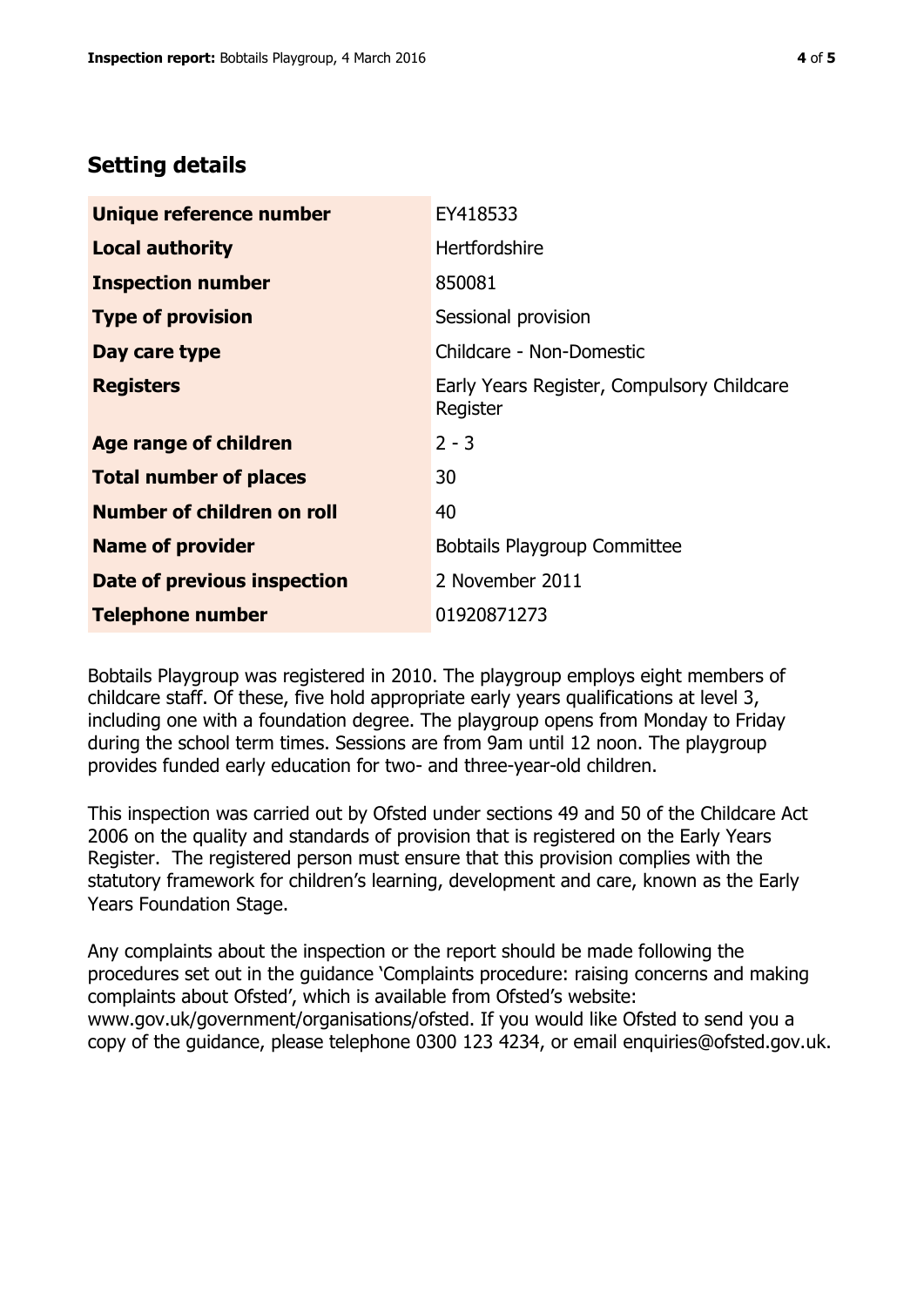## Setting details

| | |
|---|---|
| **Unique reference number** | EY418533 |
| **Local authority** | Hertfordshire |
| **Inspection number** | 850081 |
| **Type of provision** | Sessional provision |
| **Day care type** | Childcare - Non-Domestic |
| **Registers** | Early Years Register, Compulsory Childcare Register |
| **Age range of children** | 2 - 3 |
| **Total number of places** | 30 |
| **Number of children on roll** | 40 |
| **Name of provider** | Bobtails Playgroup Committee |
| **Date of previous inspection** | 2 November 2011 |
| **Telephone number** | 01920871273 |

Bobtails Playgroup was registered in 2010. The playgroup employs eight members of childcare staff. Of these, five hold appropriate early years qualifications at level 3, including one with a foundation degree. The playgroup opens from Monday to Friday during the school term times. Sessions are from 9am until 12 noon. The playgroup provides funded early education for two- and three-year-old children.

This inspection was carried out by Ofsted under sections 49 and 50 of the Childcare Act 2006 on the quality and standards of provision that is registered on the Early Years Register. The registered person must ensure that this provision complies with the statutory framework for children's learning, development and care, known as the Early Years Foundation Stage.

Any complaints about the inspection or the report should be made following the procedures set out in the guidance 'Complaints procedure: raising concerns and making complaints about Ofsted', which is available from Ofsted's website: www.gov.uk/government/organisations/ofsted. If you would like Ofsted to send you a copy of the guidance, please telephone 0300 123 4234, or email enquiries@ofsted.gov.uk.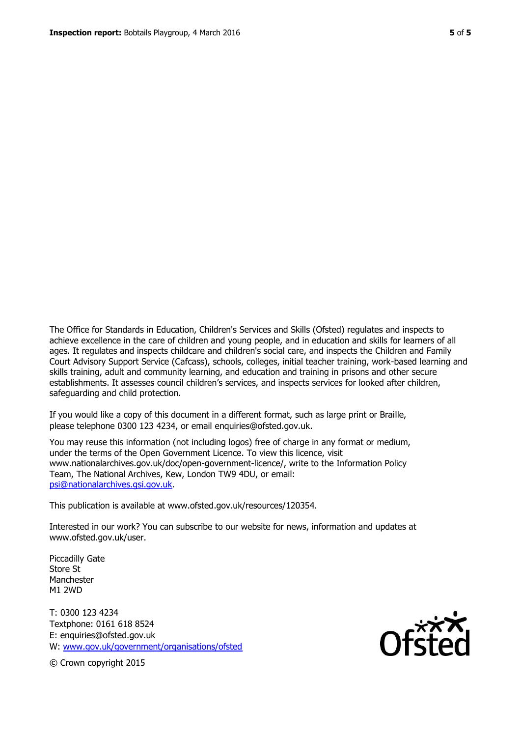The Office for Standards in Education, Children's Services and Skills (Ofsted) regulates and inspects to achieve excellence in the care of children and young people, and in education and skills for learners of all ages. It regulates and inspects childcare and children's social care, and inspects the Children and Family Court Advisory Support Service (Cafcass), schools, colleges, initial teacher training, work-based learning and skills training, adult and community learning, and education and training in prisons and other secure establishments. It assesses council children's services, and inspects services for looked after children, safeguarding and child protection.

If you would like a copy of this document in a different format, such as large print or Braille, please telephone 0300 123 4234, or email enquiries@ofsted.gov.uk.

You may reuse this information (not including logos) free of charge in any format or medium, under the terms of the Open Government Licence. To view this licence, visit www.nationalarchives.gov.uk/doc/open-government-licence/, write to the Information Policy Team, The National Archives, Kew, London TW9 4DU, or email: psi@nationalarchives.gsi.gov.uk.

This publication is available at www.ofsted.gov.uk/resources/120354.

Interested in our work? You can subscribe to our website for news, information and updates at www.ofsted.gov.uk/user.

Piccadilly Gate
Store St
Manchester
M1 2WD

T: 0300 123 4234
Textphone: 0161 618 8524
E: enquiries@ofsted.gov.uk
W: www.gov.uk/government/organisations/ofsted

© Crown copyright 2015